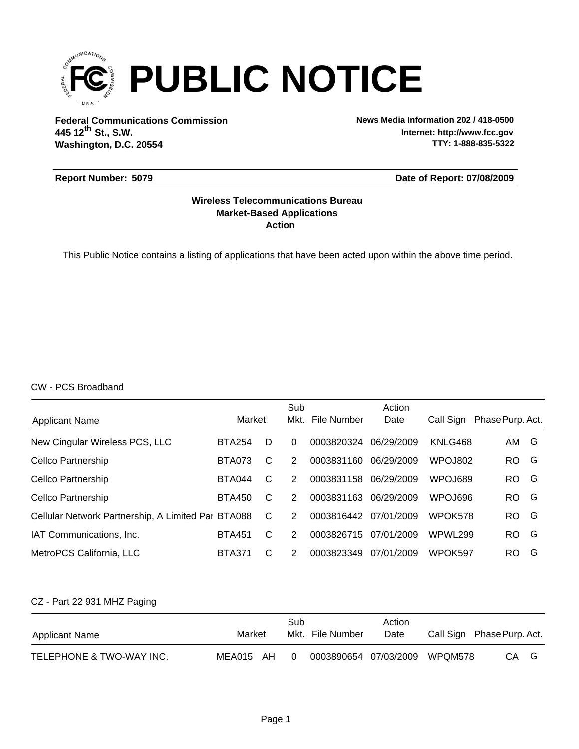# PUBLIC NOTICE

**Federal Communications Commission**
**445 12th St., S.W.**
**Washington, D.C. 20554**

**News Media Information 202 / 418-0500**
**Internet: http://www.fcc.gov**
**TTY: 1-888-835-5322**

**Report Number: 5079** | **Date of Report: 07/08/2009**

**Wireless Telecommunications Bureau**
**Market-Based Applications**
**Action**

This Public Notice contains a listing of applications that have been acted upon within the above time period.

CW - PCS Broadband

| Applicant Name | Market | | Sub Mkt. | File Number | Action Date | Call Sign | Phase | Purp. | Act. |
|---|---|---|---|---|---|---|---|---|---|
| New Cingular Wireless PCS, LLC | BTA254 | D | 0 | 0003820324 | 06/29/2009 | KNLG468 | | AM | G |
| Cellco Partnership | BTA073 | C | 2 | 0003831160 | 06/29/2009 | WPOJ802 | | RO | G |
| Cellco Partnership | BTA044 | C | 2 | 0003831158 | 06/29/2009 | WPOJ689 | | RO | G |
| Cellco Partnership | BTA450 | C | 2 | 0003831163 | 06/29/2009 | WPOJ696 | | RO | G |
| Cellular Network Partnership, A Limited Par | BTA088 | C | 2 | 0003816442 | 07/01/2009 | WPOK578 | | RO | G |
| IAT Communications, Inc. | BTA451 | C | 2 | 0003826715 | 07/01/2009 | WPWL299 | | RO | G |
| MetroPCS California, LLC | BTA371 | C | 2 | 0003823349 | 07/01/2009 | WPOK597 | | RO | G |

CZ - Part 22 931 MHZ Paging

| Applicant Name | Market | | Sub Mkt. | File Number | Action Date | Call Sign | Phase | Purp. | Act. |
|---|---|---|---|---|---|---|---|---|---|
| TELEPHONE & TWO-WAY INC. | MEA015 | AH | 0 | 0003890654 | 07/03/2009 | WPQM578 | | CA | G |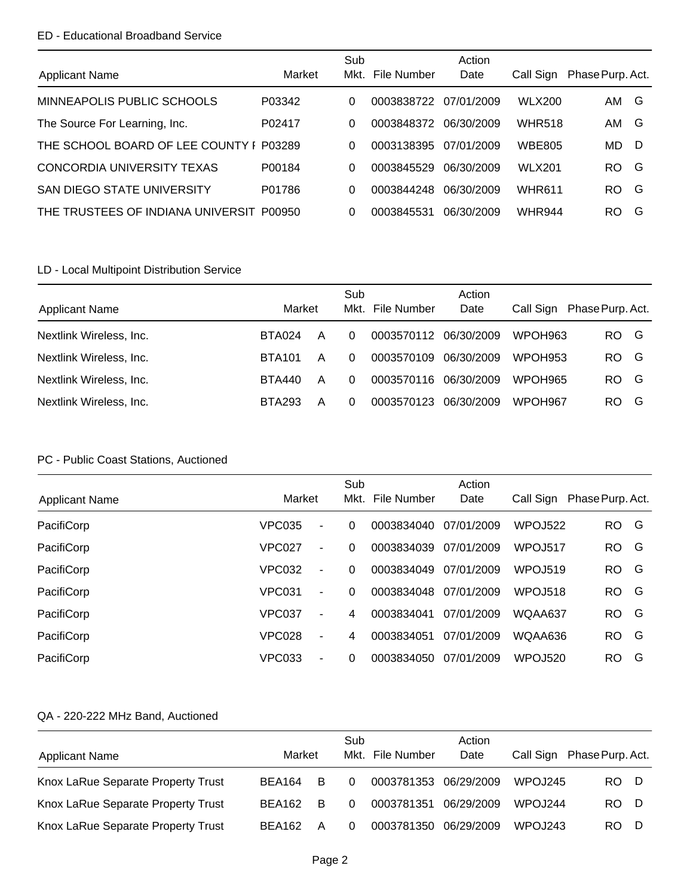ED - Educational Broadband Service

| Applicant Name | Market | | Sub Mkt. | File Number | Action Date | Call Sign | Phase | Purp. | Act. |
|---|---|---|---|---|---|---|---|---|---|
| MINNEAPOLIS PUBLIC SCHOOLS | P03342 | | 0 | 0003838722 | 07/01/2009 | WLX200 | | AM | G |
| The Source For Learning, Inc. | P02417 | | 0 | 0003848372 | 06/30/2009 | WHR518 | | AM | G |
| THE SCHOOL BOARD OF LEE COUNTY F | P03289 | | 0 | 0003138395 | 07/01/2009 | WBE805 | | MD | D |
| CONCORDIA UNIVERSITY TEXAS | P00184 | | 0 | 0003845529 | 06/30/2009 | WLX201 | | RO | G |
| SAN DIEGO STATE UNIVERSITY | P01786 | | 0 | 0003844248 | 06/30/2009 | WHR611 | | RO | G |
| THE TRUSTEES OF INDIANA UNIVERSIT | P00950 | | 0 | 0003845531 | 06/30/2009 | WHR944 | | RO | G |

LD - Local Multipoint Distribution Service

| Applicant Name | Market | | Sub Mkt. | File Number | Action Date | Call Sign | Phase | Purp. | Act. |
|---|---|---|---|---|---|---|---|---|---|
| Nextlink Wireless, Inc. | BTA024 | A | 0 | 0003570112 | 06/30/2009 | WPOH963 | | RO | G |
| Nextlink Wireless, Inc. | BTA101 | A | 0 | 0003570109 | 06/30/2009 | WPOH953 | | RO | G |
| Nextlink Wireless, Inc. | BTA440 | A | 0 | 0003570116 | 06/30/2009 | WPOH965 | | RO | G |
| Nextlink Wireless, Inc. | BTA293 | A | 0 | 0003570123 | 06/30/2009 | WPOH967 | | RO | G |

PC - Public Coast Stations, Auctioned

| Applicant Name | Market | | Sub Mkt. | File Number | Action Date | Call Sign | Phase | Purp. | Act. |
|---|---|---|---|---|---|---|---|---|---|
| PacifiCorp | VPC035 | - | 0 | 0003834040 | 07/01/2009 | WPOJ522 | | RO | G |
| PacifiCorp | VPC027 | - | 0 | 0003834039 | 07/01/2009 | WPOJ517 | | RO | G |
| PacifiCorp | VPC032 | - | 0 | 0003834049 | 07/01/2009 | WPOJ519 | | RO | G |
| PacifiCorp | VPC031 | - | 0 | 0003834048 | 07/01/2009 | WPOJ518 | | RO | G |
| PacifiCorp | VPC037 | - | 4 | 0003834041 | 07/01/2009 | WQAA637 | | RO | G |
| PacifiCorp | VPC028 | - | 4 | 0003834051 | 07/01/2009 | WQAA636 | | RO | G |
| PacifiCorp | VPC033 | - | 0 | 0003834050 | 07/01/2009 | WPOJ520 | | RO | G |

QA - 220-222 MHz Band, Auctioned

| Applicant Name | Market | | Sub Mkt. | File Number | Action Date | Call Sign | Phase | Purp. | Act. |
|---|---|---|---|---|---|---|---|---|---|
| Knox LaRue Separate Property Trust | BEA164 | B | 0 | 0003781353 | 06/29/2009 | WPOJ245 | | RO | D |
| Knox LaRue Separate Property Trust | BEA162 | B | 0 | 0003781351 | 06/29/2009 | WPOJ244 | | RO | D |
| Knox LaRue Separate Property Trust | BEA162 | A | 0 | 0003781350 | 06/29/2009 | WPOJ243 | | RO | D |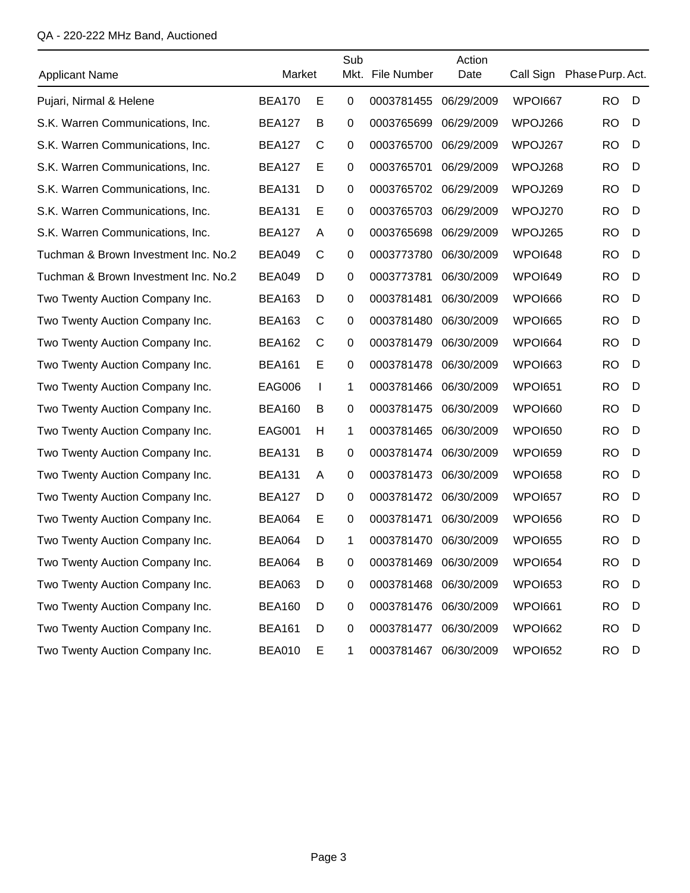QA - 220-222 MHz Band, Auctioned

| Applicant Name | Market | | Sub Mkt. | File Number | Action Date | Call Sign | Phase | Purp. | Act. |
|---|---|---|---|---|---|---|---|---|---|
| Pujari, Nirmal & Helene | BEA170 | E | 0 | 0003781455 | 06/29/2009 | WPOI667 | | RO | D |
| S.K. Warren Communications, Inc. | BEA127 | B | 0 | 0003765699 | 06/29/2009 | WPOJ266 | | RO | D |
| S.K. Warren Communications, Inc. | BEA127 | C | 0 | 0003765700 | 06/29/2009 | WPOJ267 | | RO | D |
| S.K. Warren Communications, Inc. | BEA127 | E | 0 | 0003765701 | 06/29/2009 | WPOJ268 | | RO | D |
| S.K. Warren Communications, Inc. | BEA131 | D | 0 | 0003765702 | 06/29/2009 | WPOJ269 | | RO | D |
| S.K. Warren Communications, Inc. | BEA131 | E | 0 | 0003765703 | 06/29/2009 | WPOJ270 | | RO | D |
| S.K. Warren Communications, Inc. | BEA127 | A | 0 | 0003765698 | 06/29/2009 | WPOJ265 | | RO | D |
| Tuchman & Brown Investment Inc. No.2 | BEA049 | C | 0 | 0003773780 | 06/30/2009 | WPOI648 | | RO | D |
| Tuchman & Brown Investment Inc. No.2 | BEA049 | D | 0 | 0003773781 | 06/30/2009 | WPOI649 | | RO | D |
| Two Twenty Auction Company Inc. | BEA163 | D | 0 | 0003781481 | 06/30/2009 | WPOI666 | | RO | D |
| Two Twenty Auction Company Inc. | BEA163 | C | 0 | 0003781480 | 06/30/2009 | WPOI665 | | RO | D |
| Two Twenty Auction Company Inc. | BEA162 | C | 0 | 0003781479 | 06/30/2009 | WPOI664 | | RO | D |
| Two Twenty Auction Company Inc. | BEA161 | E | 0 | 0003781478 | 06/30/2009 | WPOI663 | | RO | D |
| Two Twenty Auction Company Inc. | EAG006 | I | 1 | 0003781466 | 06/30/2009 | WPOI651 | | RO | D |
| Two Twenty Auction Company Inc. | BEA160 | B | 0 | 0003781475 | 06/30/2009 | WPOI660 | | RO | D |
| Two Twenty Auction Company Inc. | EAG001 | H | 1 | 0003781465 | 06/30/2009 | WPOI650 | | RO | D |
| Two Twenty Auction Company Inc. | BEA131 | B | 0 | 0003781474 | 06/30/2009 | WPOI659 | | RO | D |
| Two Twenty Auction Company Inc. | BEA131 | A | 0 | 0003781473 | 06/30/2009 | WPOI658 | | RO | D |
| Two Twenty Auction Company Inc. | BEA127 | D | 0 | 0003781472 | 06/30/2009 | WPOI657 | | RO | D |
| Two Twenty Auction Company Inc. | BEA064 | E | 0 | 0003781471 | 06/30/2009 | WPOI656 | | RO | D |
| Two Twenty Auction Company Inc. | BEA064 | D | 1 | 0003781470 | 06/30/2009 | WPOI655 | | RO | D |
| Two Twenty Auction Company Inc. | BEA064 | B | 0 | 0003781469 | 06/30/2009 | WPOI654 | | RO | D |
| Two Twenty Auction Company Inc. | BEA063 | D | 0 | 0003781468 | 06/30/2009 | WPOI653 | | RO | D |
| Two Twenty Auction Company Inc. | BEA160 | D | 0 | 0003781476 | 06/30/2009 | WPOI661 | | RO | D |
| Two Twenty Auction Company Inc. | BEA161 | D | 0 | 0003781477 | 06/30/2009 | WPOI662 | | RO | D |
| Two Twenty Auction Company Inc. | BEA010 | E | 1 | 0003781467 | 06/30/2009 | WPOI652 | | RO | D |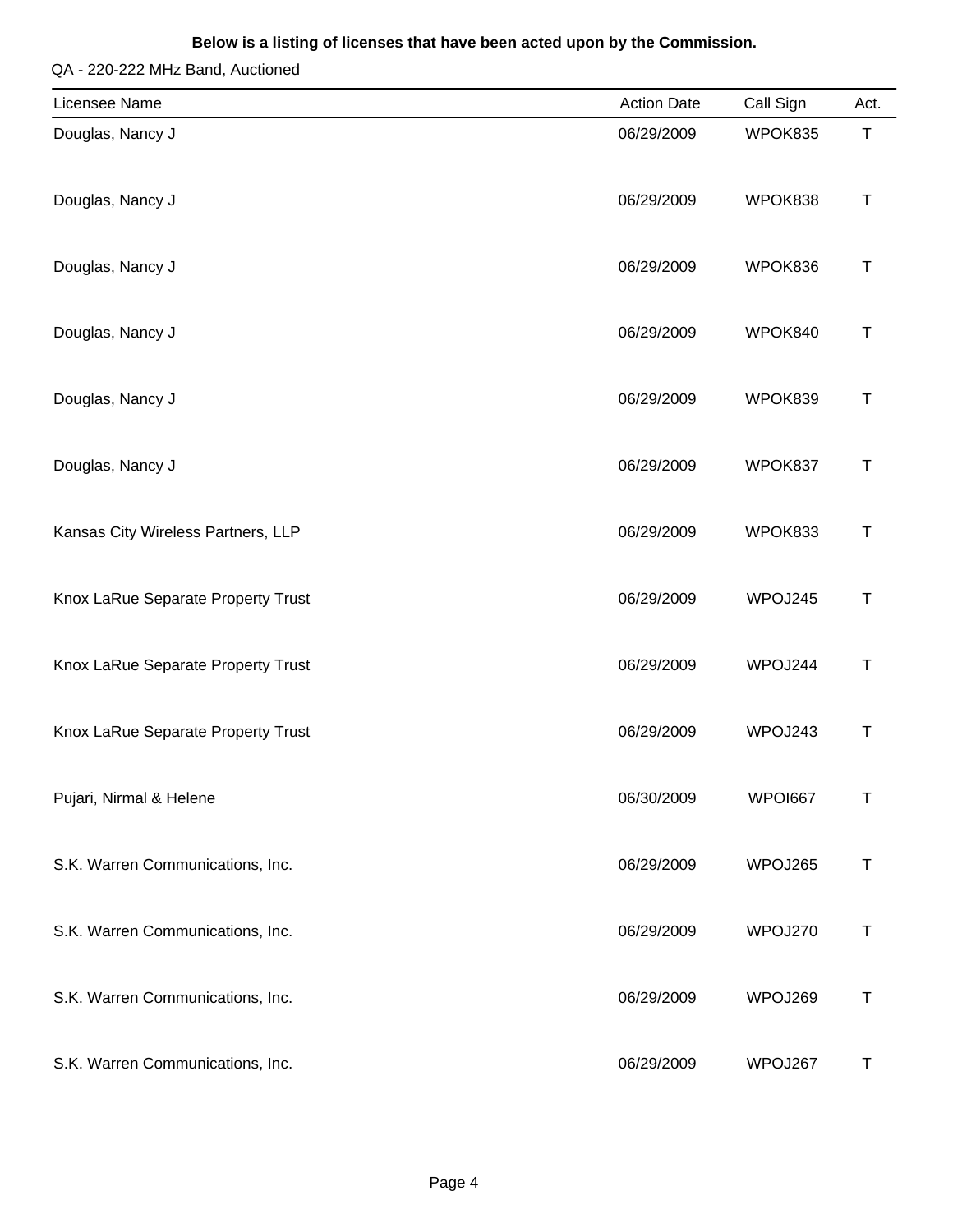**Below is a listing of licenses that have been acted upon by the Commission.**

QA - 220-222 MHz Band, Auctioned

| Licensee Name | Action Date | Call Sign | Act. |
| --- | --- | --- | --- |
| Douglas, Nancy J | 06/29/2009 | WPOK835 | T |
| Douglas, Nancy J | 06/29/2009 | WPOK838 | T |
| Douglas, Nancy J | 06/29/2009 | WPOK836 | T |
| Douglas, Nancy J | 06/29/2009 | WPOK840 | T |
| Douglas, Nancy J | 06/29/2009 | WPOK839 | T |
| Douglas, Nancy J | 06/29/2009 | WPOK837 | T |
| Kansas City Wireless Partners, LLP | 06/29/2009 | WPOK833 | T |
| Knox LaRue Separate Property Trust | 06/29/2009 | WPOJ245 | T |
| Knox LaRue Separate Property Trust | 06/29/2009 | WPOJ244 | T |
| Knox LaRue Separate Property Trust | 06/29/2009 | WPOJ243 | T |
| Pujari, Nirmal & Helene | 06/30/2009 | WPOI667 | T |
| S.K. Warren Communications, Inc. | 06/29/2009 | WPOJ265 | T |
| S.K. Warren Communications, Inc. | 06/29/2009 | WPOJ270 | T |
| S.K. Warren Communications, Inc. | 06/29/2009 | WPOJ269 | T |
| S.K. Warren Communications, Inc. | 06/29/2009 | WPOJ267 | T |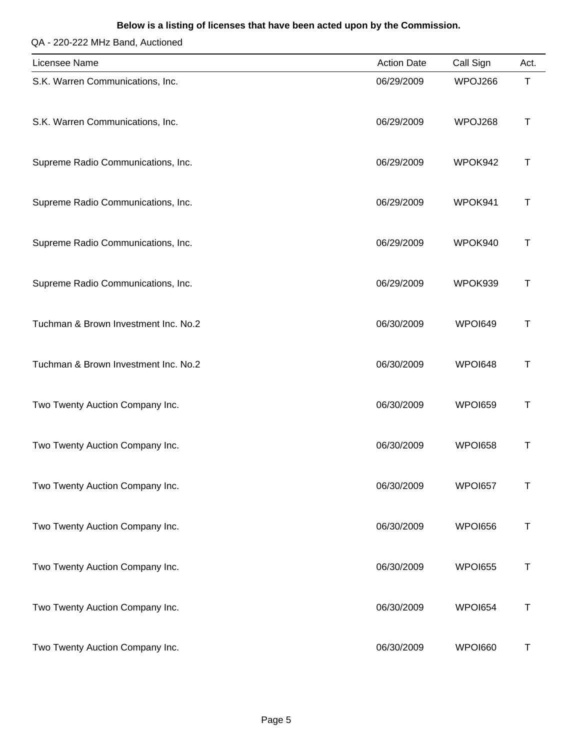**Below is a listing of licenses that have been acted upon by the Commission.**

QA - 220-222 MHz Band, Auctioned

| Licensee Name | Action Date | Call Sign | Act. |
|---|---|---|---|
| S.K. Warren Communications, Inc. | 06/29/2009 | WPOJ266 | T |
| S.K. Warren Communications, Inc. | 06/29/2009 | WPOJ268 | T |
| Supreme Radio Communications, Inc. | 06/29/2009 | WPOK942 | T |
| Supreme Radio Communications, Inc. | 06/29/2009 | WPOK941 | T |
| Supreme Radio Communications, Inc. | 06/29/2009 | WPOK940 | T |
| Supreme Radio Communications, Inc. | 06/29/2009 | WPOK939 | T |
| Tuchman & Brown Investment Inc. No.2 | 06/30/2009 | WPOI649 | T |
| Tuchman & Brown Investment Inc. No.2 | 06/30/2009 | WPOI648 | T |
| Two Twenty Auction Company Inc. | 06/30/2009 | WPOI659 | T |
| Two Twenty Auction Company Inc. | 06/30/2009 | WPOI658 | T |
| Two Twenty Auction Company Inc. | 06/30/2009 | WPOI657 | T |
| Two Twenty Auction Company Inc. | 06/30/2009 | WPOI656 | T |
| Two Twenty Auction Company Inc. | 06/30/2009 | WPOI655 | T |
| Two Twenty Auction Company Inc. | 06/30/2009 | WPOI654 | T |
| Two Twenty Auction Company Inc. | 06/30/2009 | WPOI660 | T |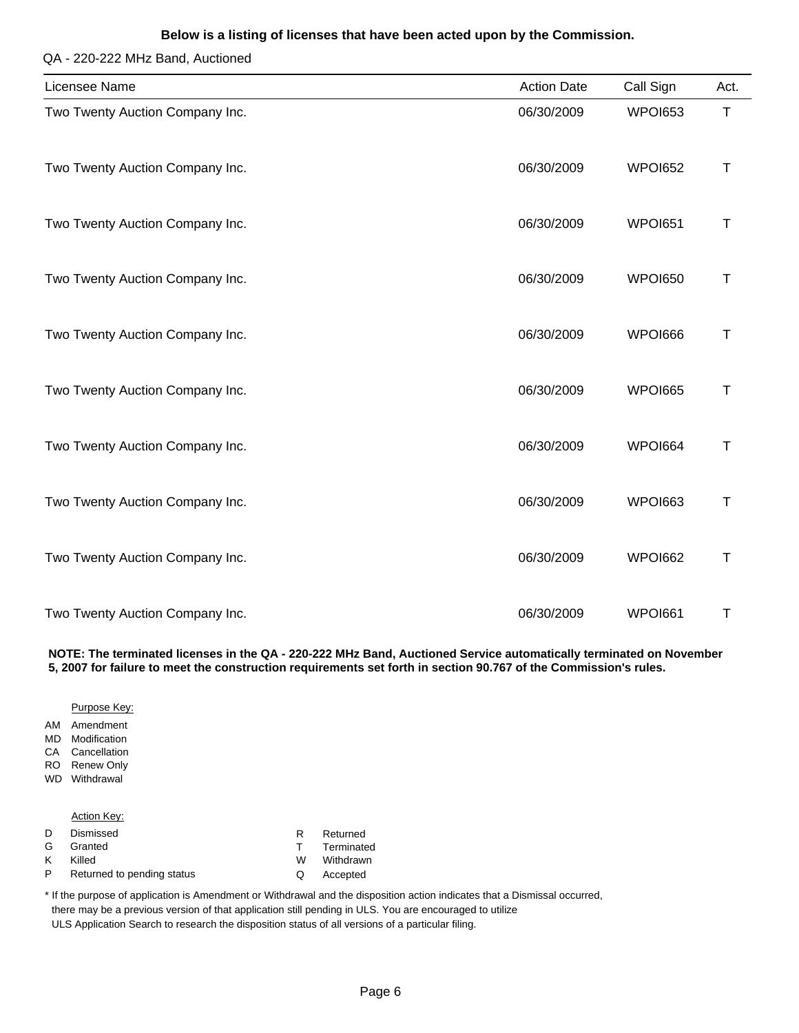**Below is a listing of licenses that have been acted upon by the Commission.**

QA - 220-222 MHz Band, Auctioned

| Licensee Name | Action Date | Call Sign | Act. |
|---|---|---|---|
| Two Twenty Auction Company Inc. | 06/30/2009 | WPOI653 | T |
| Two Twenty Auction Company Inc. | 06/30/2009 | WPOI652 | T |
| Two Twenty Auction Company Inc. | 06/30/2009 | WPOI651 | T |
| Two Twenty Auction Company Inc. | 06/30/2009 | WPOI650 | T |
| Two Twenty Auction Company Inc. | 06/30/2009 | WPOI666 | T |
| Two Twenty Auction Company Inc. | 06/30/2009 | WPOI665 | T |
| Two Twenty Auction Company Inc. | 06/30/2009 | WPOI664 | T |
| Two Twenty Auction Company Inc. | 06/30/2009 | WPOI663 | T |
| Two Twenty Auction Company Inc. | 06/30/2009 | WPOI662 | T |
| Two Twenty Auction Company Inc. | 06/30/2009 | WPOI661 | T |

**NOTE: The terminated licenses in the QA - 220-222 MHz Band, Auctioned Service automatically terminated on November 5, 2007 for failure to meet the construction requirements set forth in section 90.767 of the Commission's rules.**

Purpose Key:

- AM Amendment
- MD Modification
- CA Cancellation
- RO Renew Only
- WD Withdrawal

Action Key:

- D Dismissed
- G Granted
- K Killed
- P Returned to pending status
- R Returned
- T Terminated
- W Withdrawn
- Q Accepted

* If the purpose of application is Amendment or Withdrawal and the disposition action indicates that a Dismissal occurred, there may be a previous version of that application still pending in ULS. You are encouraged to utilize ULS Application Search to research the disposition status of all versions of a particular filing.